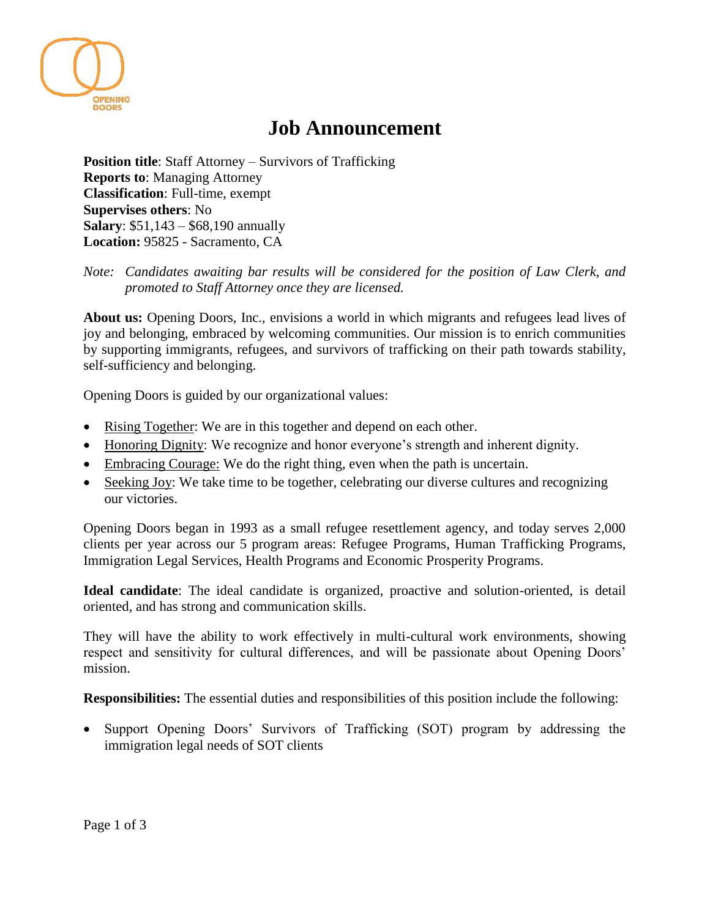OPENING DOORS

# Job Announcement

**Position title**: Staff Attorney – Survivors of Trafficking
**Reports to**: Managing Attorney
**Classification**: Full-time, exempt
**Supervises others**: No
**Salary**: $51,143 – $68,190 annually
**Location:** 95825 - Sacramento, CA

*Note: Candidates awaiting bar results will be considered for the position of Law Clerk, and promoted to Staff Attorney once they are licensed.*

**About us:** Opening Doors, Inc., envisions a world in which migrants and refugees lead lives of joy and belonging, embraced by welcoming communities. Our mission is to enrich communities by supporting immigrants, refugees, and survivors of trafficking on their path towards stability, self-sufficiency and belonging.

Opening Doors is guided by our organizational values:

- Rising Together: We are in this together and depend on each other.
- Honoring Dignity: We recognize and honor everyone's strength and inherent dignity.
- Embracing Courage: We do the right thing, even when the path is uncertain.
- Seeking Joy: We take time to be together, celebrating our diverse cultures and recognizing our victories.

Opening Doors began in 1993 as a small refugee resettlement agency, and today serves 2,000 clients per year across our 5 program areas: Refugee Programs, Human Trafficking Programs, Immigration Legal Services, Health Programs and Economic Prosperity Programs.

**Ideal candidate**: The ideal candidate is organized, proactive and solution-oriented, is detail oriented, and has strong and communication skills.

They will have the ability to work effectively in multi-cultural work environments, showing respect and sensitivity for cultural differences, and will be passionate about Opening Doors' mission.

**Responsibilities:** The essential duties and responsibilities of this position include the following:

- Support Opening Doors' Survivors of Trafficking (SOT) program by addressing the immigration legal needs of SOT clients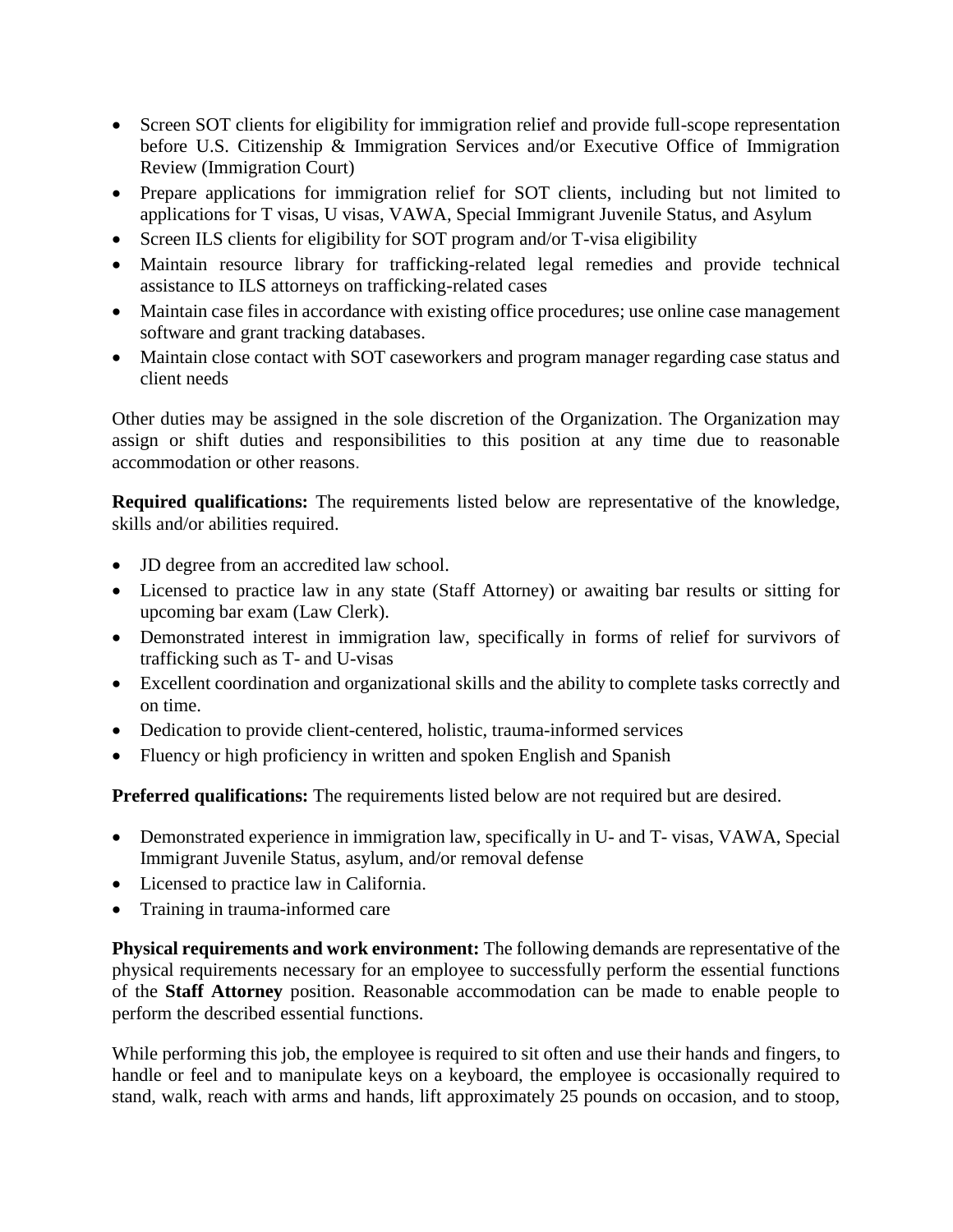- Screen SOT clients for eligibility for immigration relief and provide full-scope representation before U.S. Citizenship & Immigration Services and/or Executive Office of Immigration Review (Immigration Court)
- Prepare applications for immigration relief for SOT clients, including but not limited to applications for T visas, U visas, VAWA, Special Immigrant Juvenile Status, and Asylum
- Screen ILS clients for eligibility for SOT program and/or T-visa eligibility
- Maintain resource library for trafficking-related legal remedies and provide technical assistance to ILS attorneys on trafficking-related cases
- Maintain case files in accordance with existing office procedures; use online case management software and grant tracking databases.
- Maintain close contact with SOT caseworkers and program manager regarding case status and client needs

Other duties may be assigned in the sole discretion of the Organization. The Organization may assign or shift duties and responsibilities to this position at any time due to reasonable accommodation or other reasons.

**Required qualifications:** The requirements listed below are representative of the knowledge, skills and/or abilities required.

- JD degree from an accredited law school.
- Licensed to practice law in any state (Staff Attorney) or awaiting bar results or sitting for upcoming bar exam (Law Clerk).
- Demonstrated interest in immigration law, specifically in forms of relief for survivors of trafficking such as T- and U-visas
- Excellent coordination and organizational skills and the ability to complete tasks correctly and on time.
- Dedication to provide client-centered, holistic, trauma-informed services
- Fluency or high proficiency in written and spoken English and Spanish

**Preferred qualifications:** The requirements listed below are not required but are desired.

- Demonstrated experience in immigration law, specifically in U- and T- visas, VAWA, Special Immigrant Juvenile Status, asylum, and/or removal defense
- Licensed to practice law in California.
- Training in trauma-informed care

**Physical requirements and work environment:** The following demands are representative of the physical requirements necessary for an employee to successfully perform the essential functions of the **Staff Attorney** position. Reasonable accommodation can be made to enable people to perform the described essential functions.

While performing this job, the employee is required to sit often and use their hands and fingers, to handle or feel and to manipulate keys on a keyboard, the employee is occasionally required to stand, walk, reach with arms and hands, lift approximately 25 pounds on occasion, and to stoop,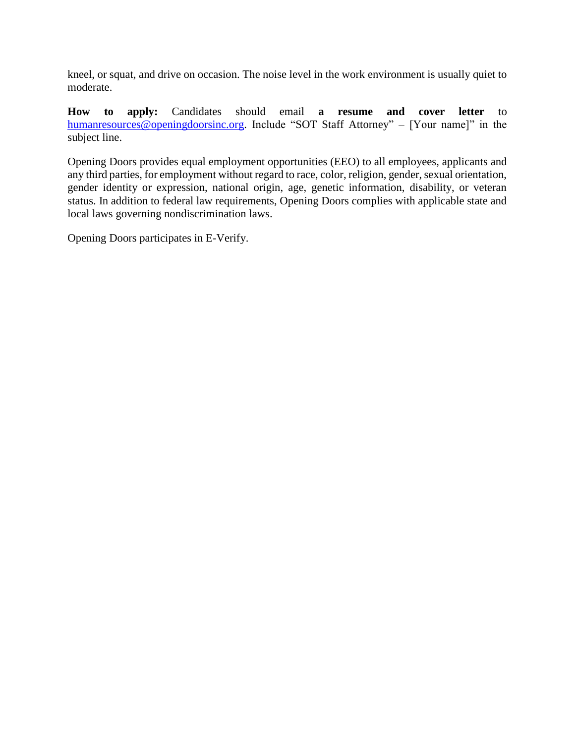kneel, or squat, and drive on occasion. The noise level in the work environment is usually quiet to moderate.

**How to apply:** Candidates should email **a resume and cover letter** to humanresources@openingdoorsinc.org. Include "SOT Staff Attorney" – [Your name]" in the subject line.

Opening Doors provides equal employment opportunities (EEO) to all employees, applicants and any third parties, for employment without regard to race, color, religion, gender, sexual orientation, gender identity or expression, national origin, age, genetic information, disability, or veteran status. In addition to federal law requirements, Opening Doors complies with applicable state and local laws governing nondiscrimination laws.

Opening Doors participates in E-Verify.